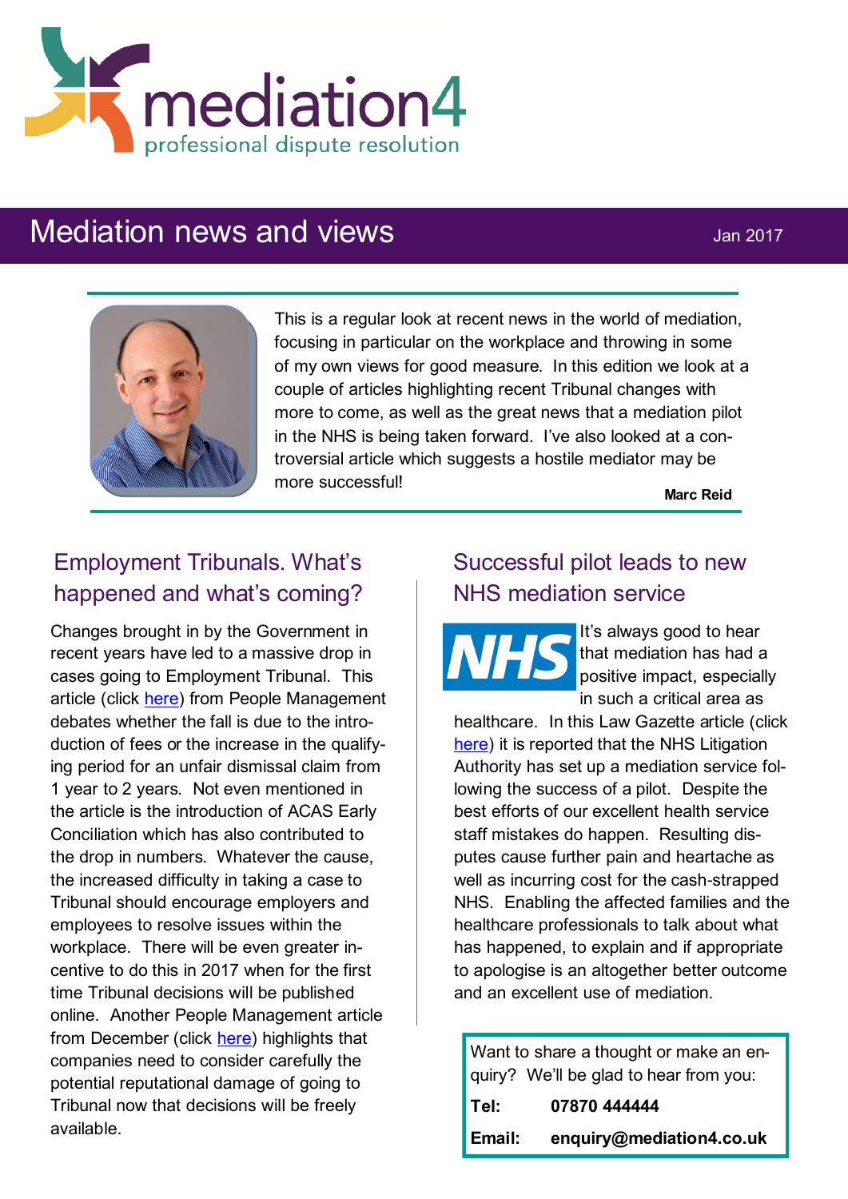mediation4

professional dispute resolution

# Mediation news and views

Jan 2017

This is a regular look at recent news in the world of mediation, focusing in particular on the workplace and throwing in some of my own views for good measure. In this edition we look at a couple of articles highlighting recent Tribunal changes with more to come, as well as the great news that a mediation pilot in the NHS is being taken forward. I've also looked at a controversial article which suggests a hostile mediator may be more successful!

**Marc Reid**

## Employment Tribunals. What's happened and what's coming?

Changes brought in by the Government in recent years have led to a massive drop in cases going to Employment Tribunal. This article (click here) from People Management debates whether the fall is due to the introduction of fees or the increase in the qualifying period for an unfair dismissal claim from 1 year to 2 years. Not even mentioned in the article is the introduction of ACAS Early Conciliation which has also contributed to the drop in numbers. Whatever the cause, the increased difficulty in taking a case to Tribunal should encourage employers and employees to resolve issues within the workplace. There will be even greater incentive to do this in 2017 when for the first time Tribunal decisions will be published online. Another People Management article from December (click here) highlights that companies need to consider carefully the potential reputational damage of going to Tribunal now that decisions will be freely available.

## Successful pilot leads to new NHS mediation service

NHS

It's always good to hear that mediation has had a positive impact, especially in such a critical area as healthcare. In this Law Gazette article (click here) it is reported that the NHS Litigation Authority has set up a mediation service following the success of a pilot. Despite the best efforts of our excellent health service staff mistakes do happen. Resulting disputes cause further pain and heartache as well as incurring cost for the cash-strapped NHS. Enabling the affected families and the healthcare professionals to talk about what has happened, to explain and if appropriate to apologise is an altogether better outcome and an excellent use of mediation.

Want to share a thought or make an enquiry? We'll be glad to hear from you:

**Tel:** **07870 444444**

**Email:** **enquiry@mediation4.co.uk**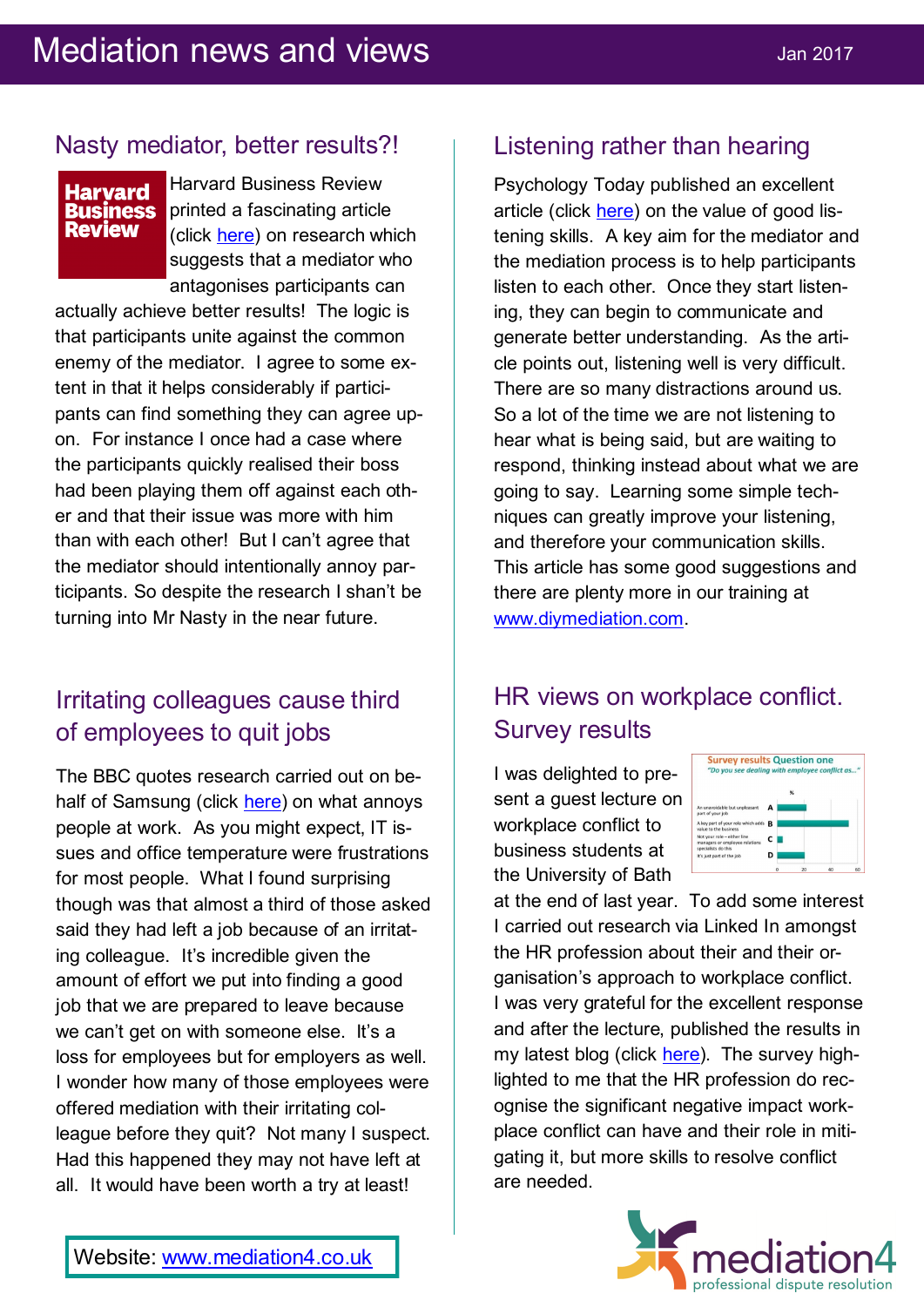# Mediation news and views

Jan 2017

## Nasty mediator, better results?!

Harvard Business Review

Harvard Business Review printed a fascinating article (click [here](#)) on research which suggests that a mediator who antagonises participants can actually achieve better results! The logic is that participants unite against the common enemy of the mediator. I agree to some extent in that it helps considerably if participants can find something they can agree upon. For instance I once had a case where the participants quickly realised their boss had been playing them off against each other and that their issue was more with him than with each other! But I can't agree that the mediator should intentionally annoy participants. So despite the research I shan't be turning into Mr Nasty in the near future.

## Irritating colleagues cause third of employees to quit jobs

The BBC quotes research carried out on behalf of Samsung (click [here](#)) on what annoys people at work. As you might expect, IT issues and office temperature were frustrations for most people. What I found surprising though was that almost a third of those asked said they had left a job because of an irritating colleague. It's incredible given the amount of effort we put into finding a good job that we are prepared to leave because we can't get on with someone else. It's a loss for employees but for employers as well. I wonder how many of those employees were offered mediation with their irritating colleague before they quit? Not many I suspect. Had this happened they may not have left at all. It would have been worth a try at least!

## Listening rather than hearing

Psychology Today published an excellent article (click [here](#)) on the value of good listening skills. A key aim for the mediator and the mediation process is to help participants listen to each other. Once they start listening, they can begin to communicate and generate better understanding. As the article points out, listening well is very difficult. There are so many distractions around us. So a lot of the time we are not listening to hear what is being said, but are waiting to respond, thinking instead about what we are going to say. Learning some simple techniques can greatly improve your listening, and therefore your communication skills. This article has some good suggestions and there are plenty more in our training at [www.diymediation.com](www.diymediation.com).

## HR views on workplace conflict. Survey results

Survey results Question one
"Do you see dealing with employee conflict as..."
%
A An unavoidable but unpleasant part of your job
B A key part of your role which adds value to the business
C Not your role – either line managers or employee relations specialists do this
D It's just part of the job
0 20 40 60

I was delighted to present a guest lecture on workplace conflict to business students at the University of Bath at the end of last year. To add some interest I carried out research via Linked In amongst the HR profession about their and their organisation's approach to workplace conflict. I was very grateful for the excellent response and after the lecture, published the results in my latest blog (click [here](#)). The survey highlighted to me that the HR profession do recognise the significant negative impact workplace conflict can have and their role in mitigating it, but more skills to resolve conflict are needed.

Website: [www.mediation4.co.uk](www.mediation4.co.uk)

mediation4
professional dispute resolution